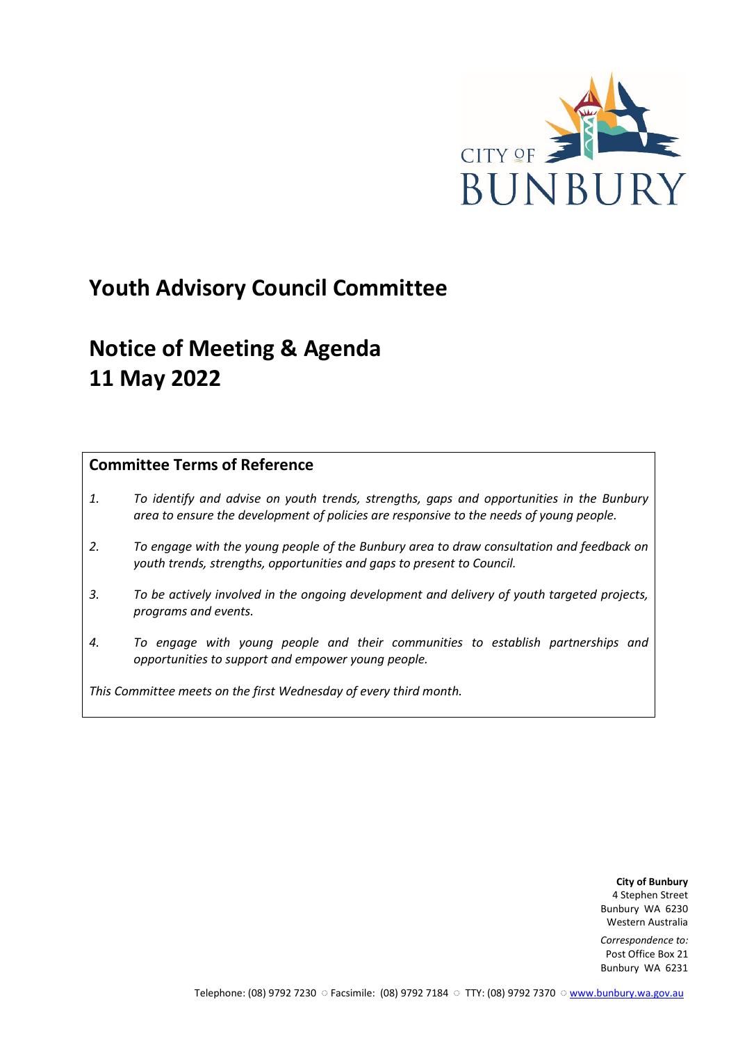CITY OF BUNBURY

# Youth Advisory Council Committee

# Notice of Meeting & Agenda
# 11 May 2022

## Committee Terms of Reference

1. *To identify and advise on youth trends, strengths, gaps and opportunities in the Bunbury area to ensure the development of policies are responsive to the needs of young people.*
2. *To engage with the young people of the Bunbury area to draw consultation and feedback on youth trends, strengths, opportunities and gaps to present to Council.*
3. *To be actively involved in the ongoing development and delivery of youth targeted projects, programs and events.*
4. *To engage with young people and their communities to establish partnerships and opportunities to support and empower young people.*

*This Committee meets on the first Wednesday of every third month.*

**City of Bunbury**
4 Stephen Street
Bunbury WA 6230
Western Australia

*Correspondence to:*
Post Office Box 21
Bunbury WA 6231

Telephone: (08) 9792 7230 ○ Facsimile: (08) 9792 7184 ○ TTY: (08) 9792 7370 ○ www.bunbury.wa.gov.au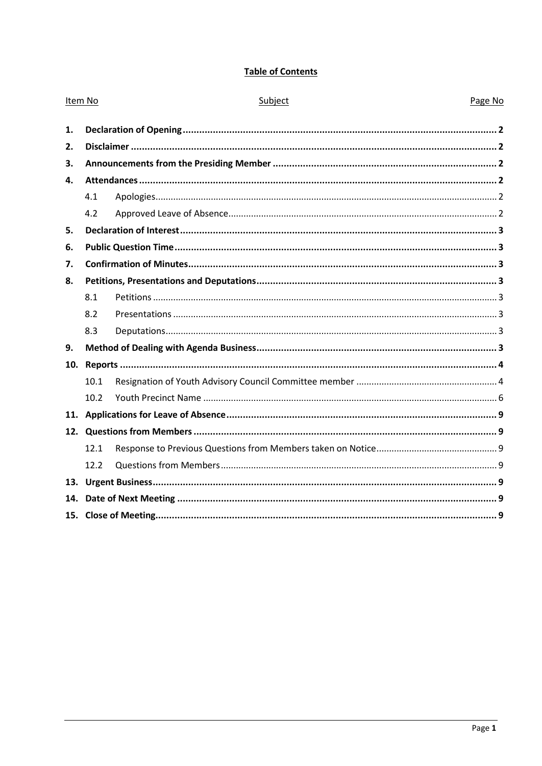**Table of Contents**

| Item No | | Subject | Page No |
|---|---|---|---|
| **1.** | **Declaration of Opening** | | **2** |
| **2.** | **Disclaimer** | | **2** |
| **3.** | **Announcements from the Presiding Member** | | **2** |
| **4.** | **Attendances** | | **2** |
| | 4.1 | Apologies | 2 |
| | 4.2 | Approved Leave of Absence | 2 |
| **5.** | **Declaration of Interest** | | **3** |
| **6.** | **Public Question Time** | | **3** |
| **7.** | **Confirmation of Minutes** | | **3** |
| **8.** | **Petitions, Presentations and Deputations** | | **3** |
| | 8.1 | Petitions | 3 |
| | 8.2 | Presentations | 3 |
| | 8.3 | Deputations | 3 |
| **9.** | **Method of Dealing with Agenda Business** | | **3** |
| **10.** | **Reports** | | **4** |
| | 10.1 | Resignation of Youth Advisory Council Committee member | 4 |
| | 10.2 | Youth Precinct Name | 6 |
| **11.** | **Applications for Leave of Absence** | | **9** |
| **12.** | **Questions from Members** | | **9** |
| | 12.1 | Response to Previous Questions from Members taken on Notice | 9 |
| | 12.2 | Questions from Members | 9 |
| **13.** | **Urgent Business** | | **9** |
| **14.** | **Date of Next Meeting** | | **9** |
| **15.** | **Close of Meeting** | | **9** |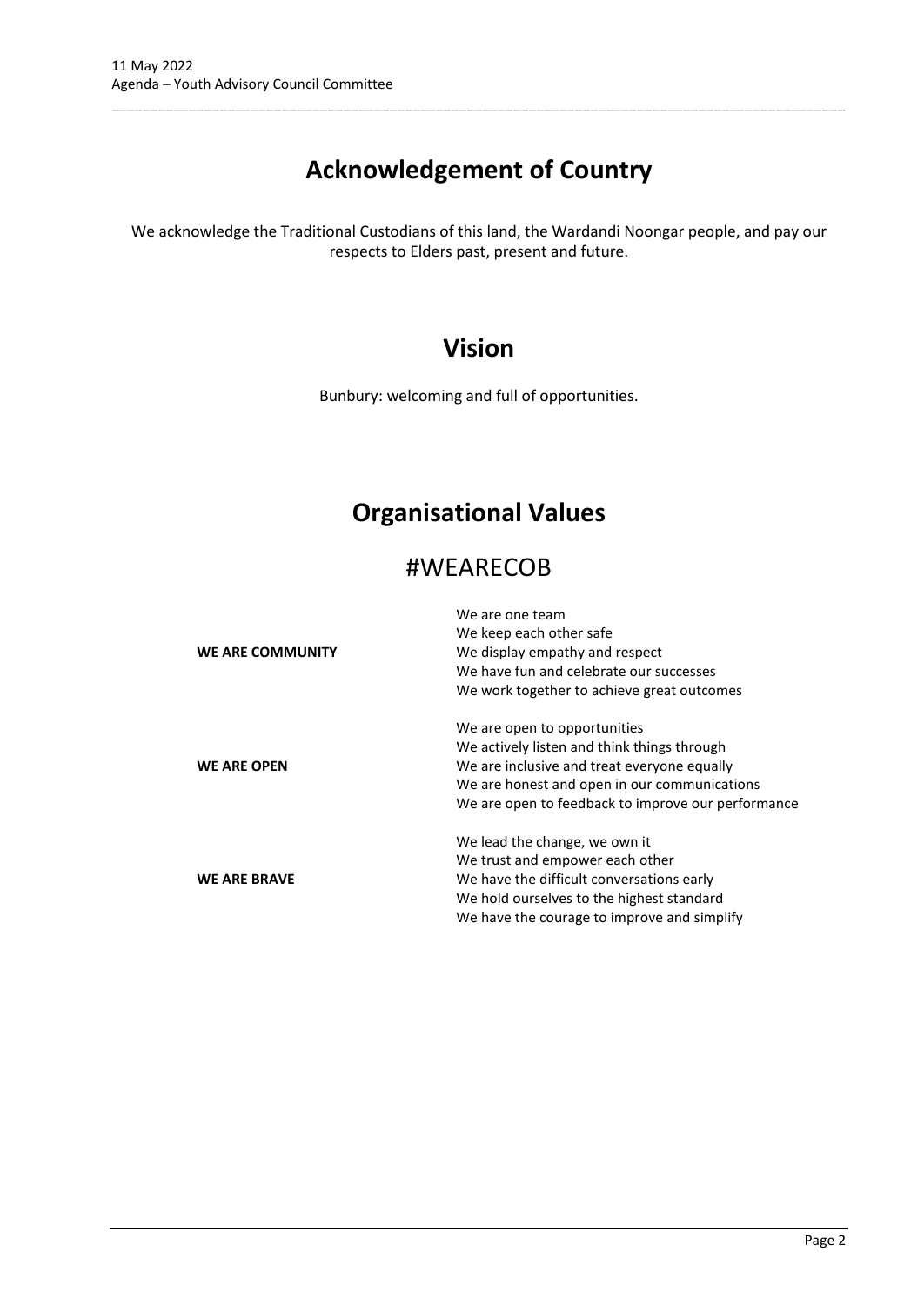# Acknowledgement of Country

We acknowledge the Traditional Custodians of this land, the Wardandi Noongar people, and pay our respects to Elders past, present and future.

# Vision

Bunbury: welcoming and full of opportunities.

# Organisational Values

## #WEARECOB

| | |
|---|---|
| **WE ARE COMMUNITY** | We are one team<br>We keep each other safe<br>We display empathy and respect<br>We have fun and celebrate our successes<br>We work together to achieve great outcomes |
| **WE ARE OPEN** | We are open to opportunities<br>We actively listen and think things through<br>We are inclusive and treat everyone equally<br>We are honest and open in our communications<br>We are open to feedback to improve our performance |
| **WE ARE BRAVE** | We lead the change, we own it<br>We trust and empower each other<br>We have the difficult conversations early<br>We hold ourselves to the highest standard<br>We have the courage to improve and simplify |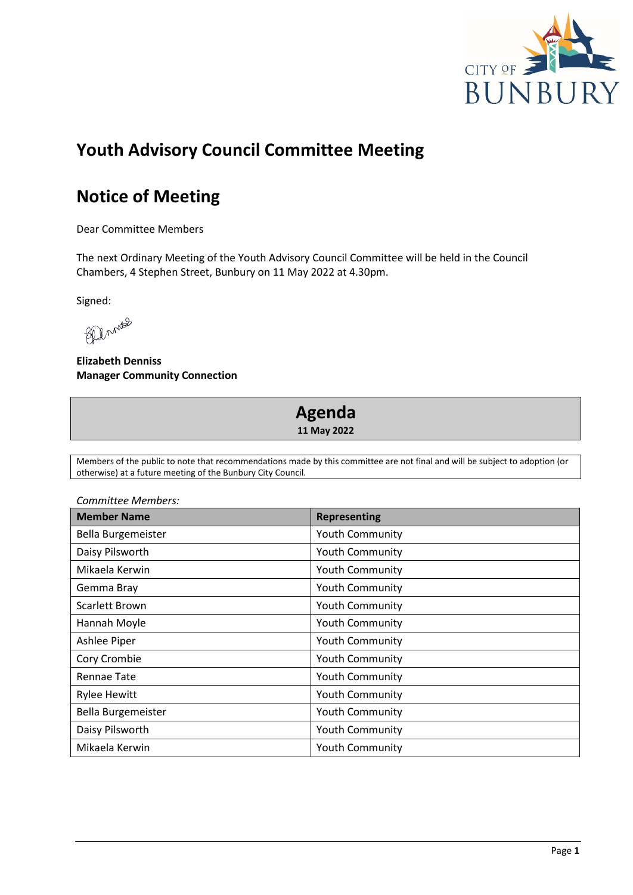# Youth Advisory Council Committee Meeting

# Notice of Meeting

Dear Committee Members

The next Ordinary Meeting of the Youth Advisory Council Committee will be held in the Council Chambers, 4 Stephen Street, Bunbury on 11 May 2022 at 4.30pm.

Signed:

**Elizabeth Denniss**
**Manager Community Connection**

## Agenda

**11 May 2022**

Members of the public to note that recommendations made by this committee are not final and will be subject to adoption (or otherwise) at a future meeting of the Bunbury City Council.

*Committee Members:*

| Member Name | Representing |
|---|---|
| Bella Burgemeister | Youth Community |
| Daisy Pilsworth | Youth Community |
| Mikaela Kerwin | Youth Community |
| Gemma Bray | Youth Community |
| Scarlett Brown | Youth Community |
| Hannah Moyle | Youth Community |
| Ashlee Piper | Youth Community |
| Cory Crombie | Youth Community |
| Rennae Tate | Youth Community |
| Rylee Hewitt | Youth Community |
| Bella Burgemeister | Youth Community |
| Daisy Pilsworth | Youth Community |
| Mikaela Kerwin | Youth Community |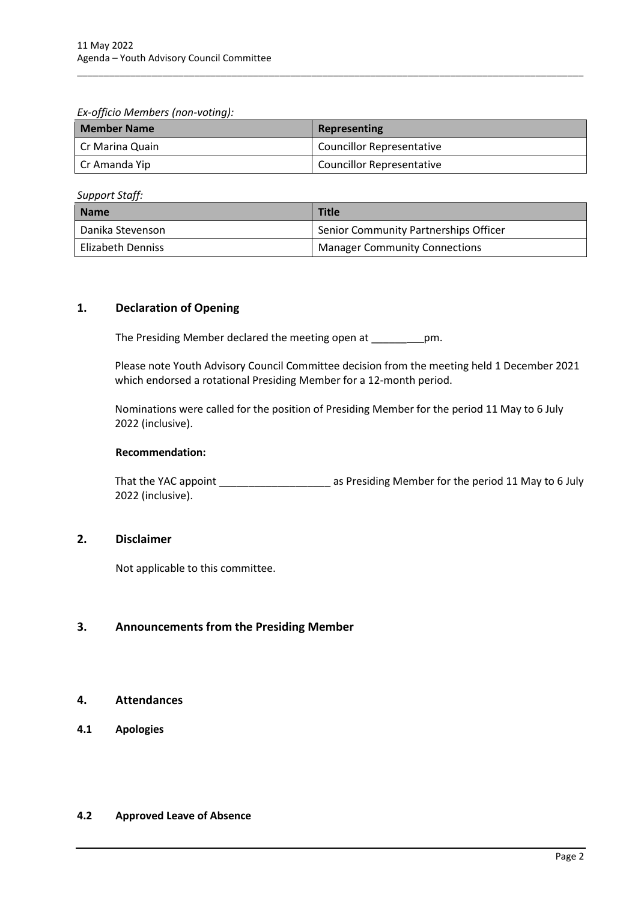*Ex-officio Members (non-voting):*

| Member Name | Representing |
| --- | --- |
| Cr Marina Quain | Councillor Representative |
| Cr Amanda Yip | Councillor Representative |

*Support Staff:*

| Name | Title |
| --- | --- |
| Danika Stevenson | Senior Community Partnerships Officer |
| Elizabeth Denniss | Manager Community Connections |

## 1. Declaration of Opening

The Presiding Member declared the meeting open at ____________pm.

Please note Youth Advisory Council Committee decision from the meeting held 1 December 2021 which endorsed a rotational Presiding Member for a 12-month period.

Nominations were called for the position of Presiding Member for the period 11 May to 6 July 2022 (inclusive).

**Recommendation:**

That the YAC appoint ___________________ as Presiding Member for the period 11 May to 6 July 2022 (inclusive).

## 2. Disclaimer

Not applicable to this committee.

## 3. Announcements from the Presiding Member

## 4. Attendances

### 4.1 Apologies

### 4.2 Approved Leave of Absence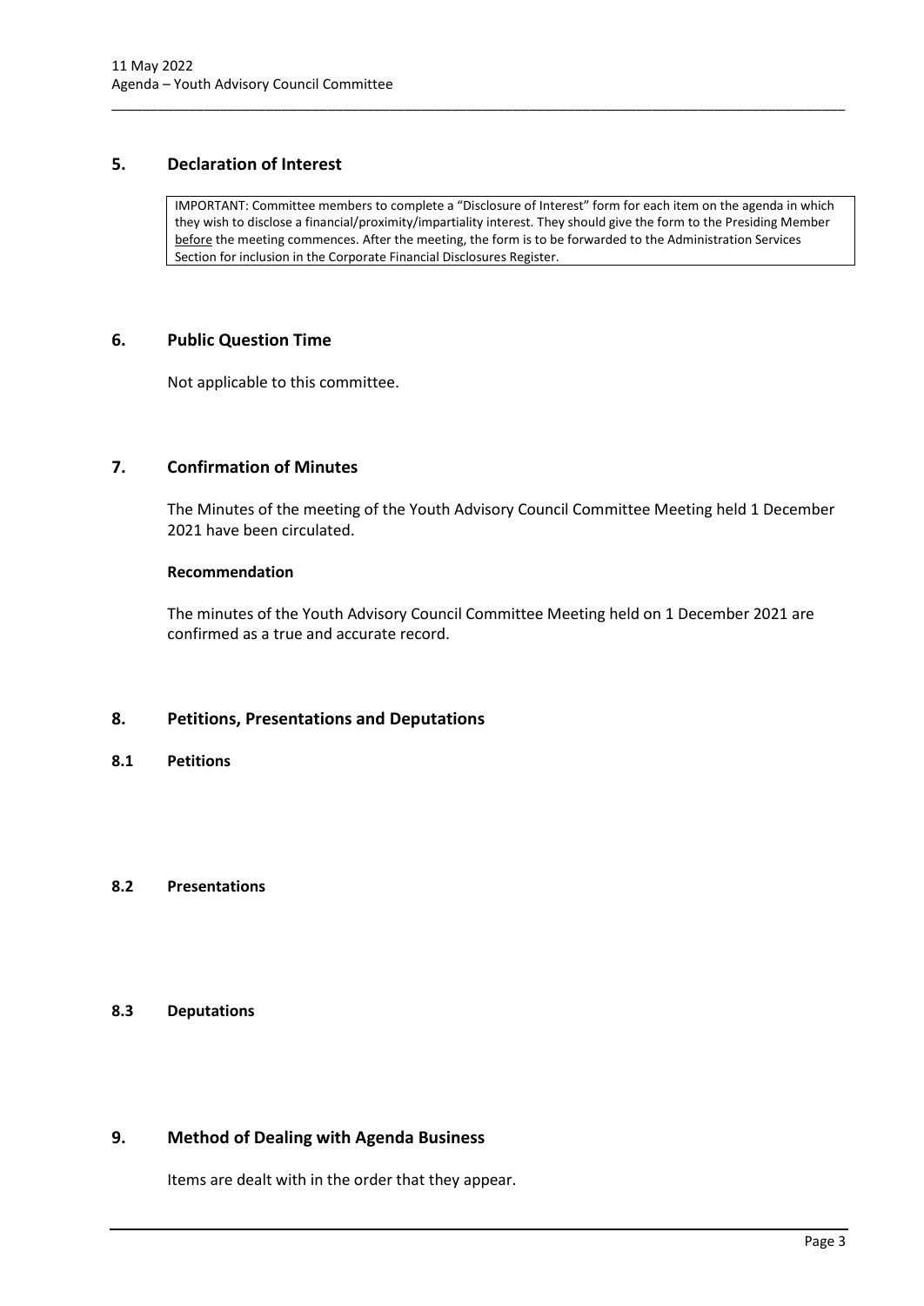## 5. Declaration of Interest

IMPORTANT: Committee members to complete a "Disclosure of Interest" form for each item on the agenda in which they wish to disclose a financial/proximity/impartiality interest. They should give the form to the Presiding Member before the meeting commences. After the meeting, the form is to be forwarded to the Administration Services Section for inclusion in the Corporate Financial Disclosures Register.

## 6. Public Question Time

Not applicable to this committee.

## 7. Confirmation of Minutes

The Minutes of the meeting of the Youth Advisory Council Committee Meeting held 1 December 2021 have been circulated.

**Recommendation**

The minutes of the Youth Advisory Council Committee Meeting held on 1 December 2021 are confirmed as a true and accurate record.

## 8. Petitions, Presentations and Deputations

### 8.1 Petitions

### 8.2 Presentations

### 8.3 Deputations

## 9. Method of Dealing with Agenda Business

Items are dealt with in the order that they appear.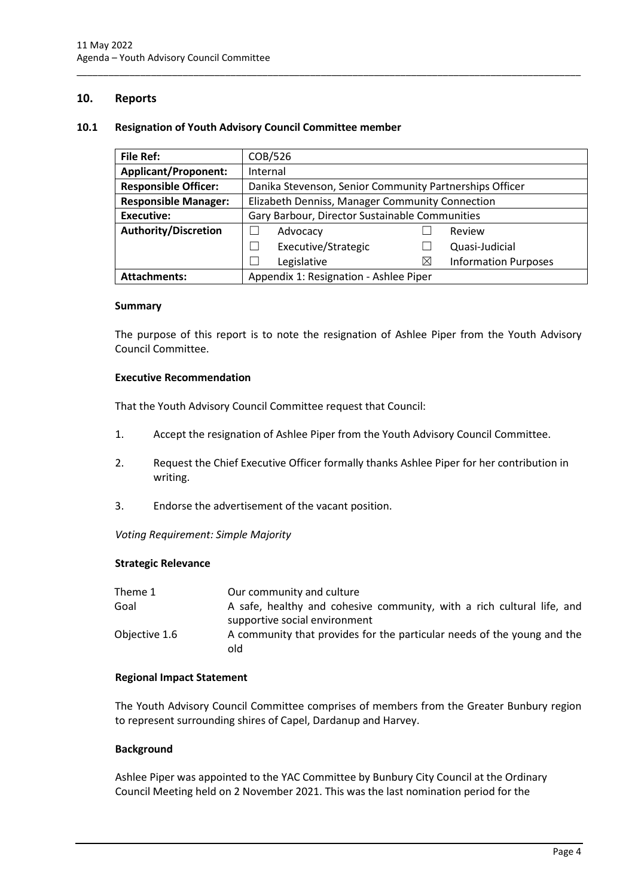## 10. Reports

### 10.1 Resignation of Youth Advisory Council Committee member

| **File Ref:** | COB/526 | | | |
|---|---|---|---|---|
| **Applicant/Proponent:** | Internal | | | |
| **Responsible Officer:** | Danika Stevenson, Senior Community Partnerships Officer | | | |
| **Responsible Manager:** | Elizabeth Denniss, Manager Community Connection | | | |
| **Executive:** | Gary Barbour, Director Sustainable Communities | | | |
| **Authority/Discretion** | ☐ | Advocacy | ☐ | Review |
| | ☐ | Executive/Strategic | ☐ | Quasi-Judicial |
| | ☐ | Legislative | ☒ | Information Purposes |
| **Attachments:** | Appendix 1: Resignation - Ashlee Piper | | | |

**Summary**

The purpose of this report is to note the resignation of Ashlee Piper from the Youth Advisory Council Committee.

**Executive Recommendation**

That the Youth Advisory Council Committee request that Council:

1. Accept the resignation of Ashlee Piper from the Youth Advisory Council Committee.
2. Request the Chief Executive Officer formally thanks Ashlee Piper for her contribution in writing.
3. Endorse the advertisement of the vacant position.

*Voting Requirement: Simple Majority*

**Strategic Relevance**

| | |
|---|---|
| Theme 1 | Our community and culture |
| Goal | A safe, healthy and cohesive community, with a rich cultural life, and supportive social environment |
| Objective 1.6 | A community that provides for the particular needs of the young and the old |

**Regional Impact Statement**

The Youth Advisory Council Committee comprises of members from the Greater Bunbury region to represent surrounding shires of Capel, Dardanup and Harvey.

**Background**

Ashlee Piper was appointed to the YAC Committee by Bunbury City Council at the Ordinary Council Meeting held on 2 November 2021. This was the last nomination period for the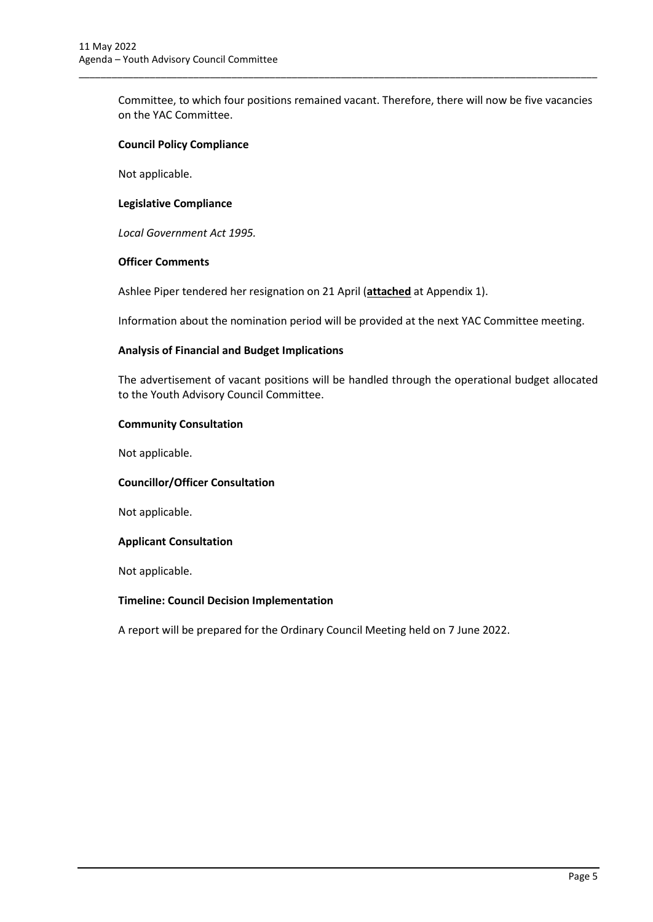Committee, to which four positions remained vacant. Therefore, there will now be five vacancies on the YAC Committee.

**Council Policy Compliance**

Not applicable.

**Legislative Compliance**

*Local Government Act 1995.*

**Officer Comments**

Ashlee Piper tendered her resignation on 21 April (**attached** at Appendix 1).

Information about the nomination period will be provided at the next YAC Committee meeting.

**Analysis of Financial and Budget Implications**

The advertisement of vacant positions will be handled through the operational budget allocated to the Youth Advisory Council Committee.

**Community Consultation**

Not applicable.

**Councillor/Officer Consultation**

Not applicable.

**Applicant Consultation**

Not applicable.

**Timeline: Council Decision Implementation**

A report will be prepared for the Ordinary Council Meeting held on 7 June 2022.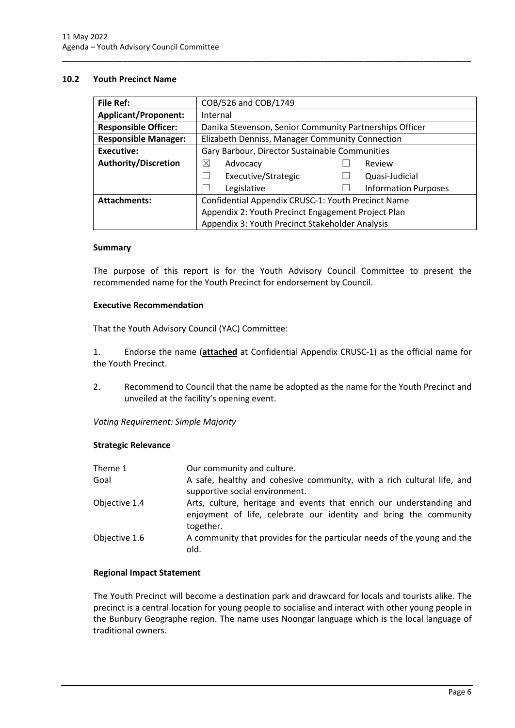## 10.2 Youth Precinct Name

| File Ref: | COB/526 and COB/1749 | | | |
|---|---|---|---|---|
| **Applicant/Proponent:** | Internal | | | |
| **Responsible Officer:** | Danika Stevenson, Senior Community Partnerships Officer | | | |
| **Responsible Manager:** | Elizabeth Denniss, Manager Community Connection | | | |
| **Executive:** | Gary Barbour, Director Sustainable Communities | | | |
| **Authority/Discretion** | ☒ | Advocacy | ☐ | Review |
| | ☐ | Executive/Strategic | ☐ | Quasi-Judicial |
| | ☐ | Legislative | ☐ | Information Purposes |
| **Attachments:** | Confidential Appendix CRUSC-1: Youth Precinct Name<br>Appendix 2: Youth Precinct Engagement Project Plan<br>Appendix 3: Youth Precinct Stakeholder Analysis | | | |

### Summary

The purpose of this report is for the Youth Advisory Council Committee to present the recommended name for the Youth Precinct for endorsement by Council.

### Executive Recommendation

That the Youth Advisory Council (YAC) Committee:

1. Endorse the name (**attached** at Confidential Appendix CRUSC-1) as the official name for the Youth Precinct.
2. Recommend to Council that the name be adopted as the name for the Youth Precinct and unveiled at the facility's opening event.

*Voting Requirement: Simple Majority*

### Strategic Relevance

| | |
|---|---|
| Theme 1 | Our community and culture. |
| Goal | A safe, healthy and cohesive community, with a rich cultural life, and supportive social environment. |
| Objective 1.4 | Arts, culture, heritage and events that enrich our understanding and enjoyment of life, celebrate our identity and bring the community together. |
| Objective 1.6 | A community that provides for the particular needs of the young and the old. |

### Regional Impact Statement

The Youth Precinct will become a destination park and drawcard for locals and tourists alike. The precinct is a central location for young people to socialise and interact with other young people in the Bunbury Geographe region. The name uses Noongar language which is the local language of traditional owners.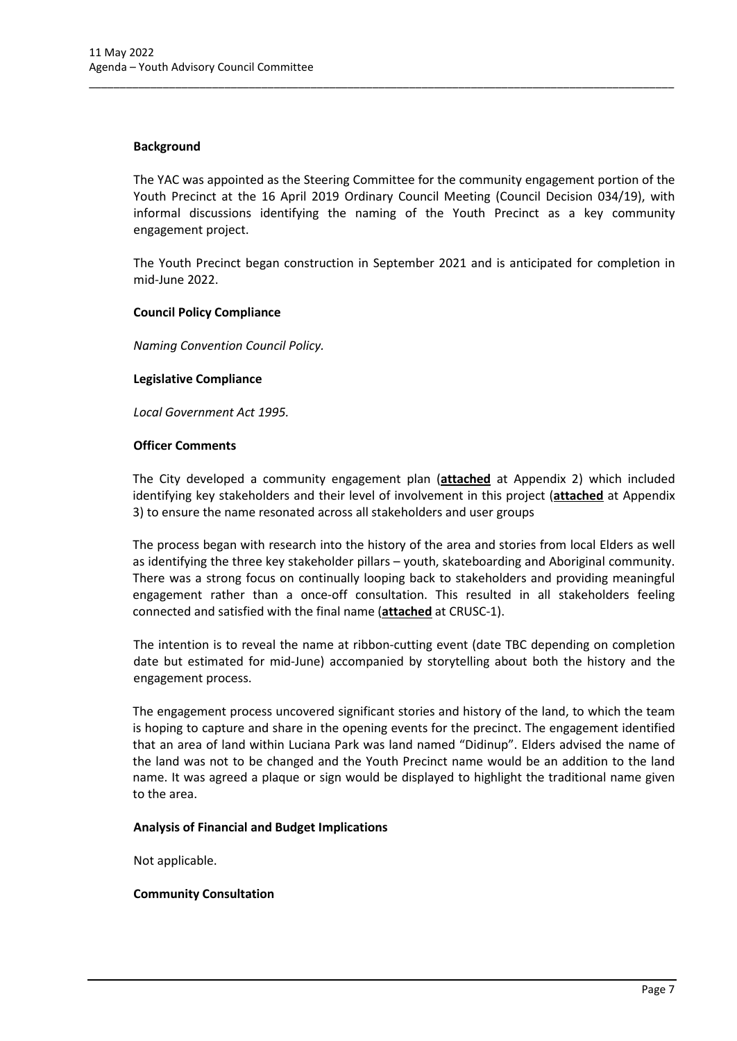**Background**

The YAC was appointed as the Steering Committee for the community engagement portion of the Youth Precinct at the 16 April 2019 Ordinary Council Meeting (Council Decision 034/19), with informal discussions identifying the naming of the Youth Precinct as a key community engagement project.

The Youth Precinct began construction in September 2021 and is anticipated for completion in mid-June 2022.

**Council Policy Compliance**

*Naming Convention Council Policy.*

**Legislative Compliance**

*Local Government Act 1995.*

**Officer Comments**

The City developed a community engagement plan (**attached** at Appendix 2) which included identifying key stakeholders and their level of involvement in this project (**attached** at Appendix 3) to ensure the name resonated across all stakeholders and user groups

The process began with research into the history of the area and stories from local Elders as well as identifying the three key stakeholder pillars – youth, skateboarding and Aboriginal community. There was a strong focus on continually looping back to stakeholders and providing meaningful engagement rather than a once-off consultation. This resulted in all stakeholders feeling connected and satisfied with the final name (**attached** at CRUSC-1).

The intention is to reveal the name at ribbon-cutting event (date TBC depending on completion date but estimated for mid-June) accompanied by storytelling about both the history and the engagement process.

The engagement process uncovered significant stories and history of the land, to which the team is hoping to capture and share in the opening events for the precinct. The engagement identified that an area of land within Luciana Park was land named "Didinup". Elders advised the name of the land was not to be changed and the Youth Precinct name would be an addition to the land name. It was agreed a plaque or sign would be displayed to highlight the traditional name given to the area.

**Analysis of Financial and Budget Implications**

Not applicable.

**Community Consultation**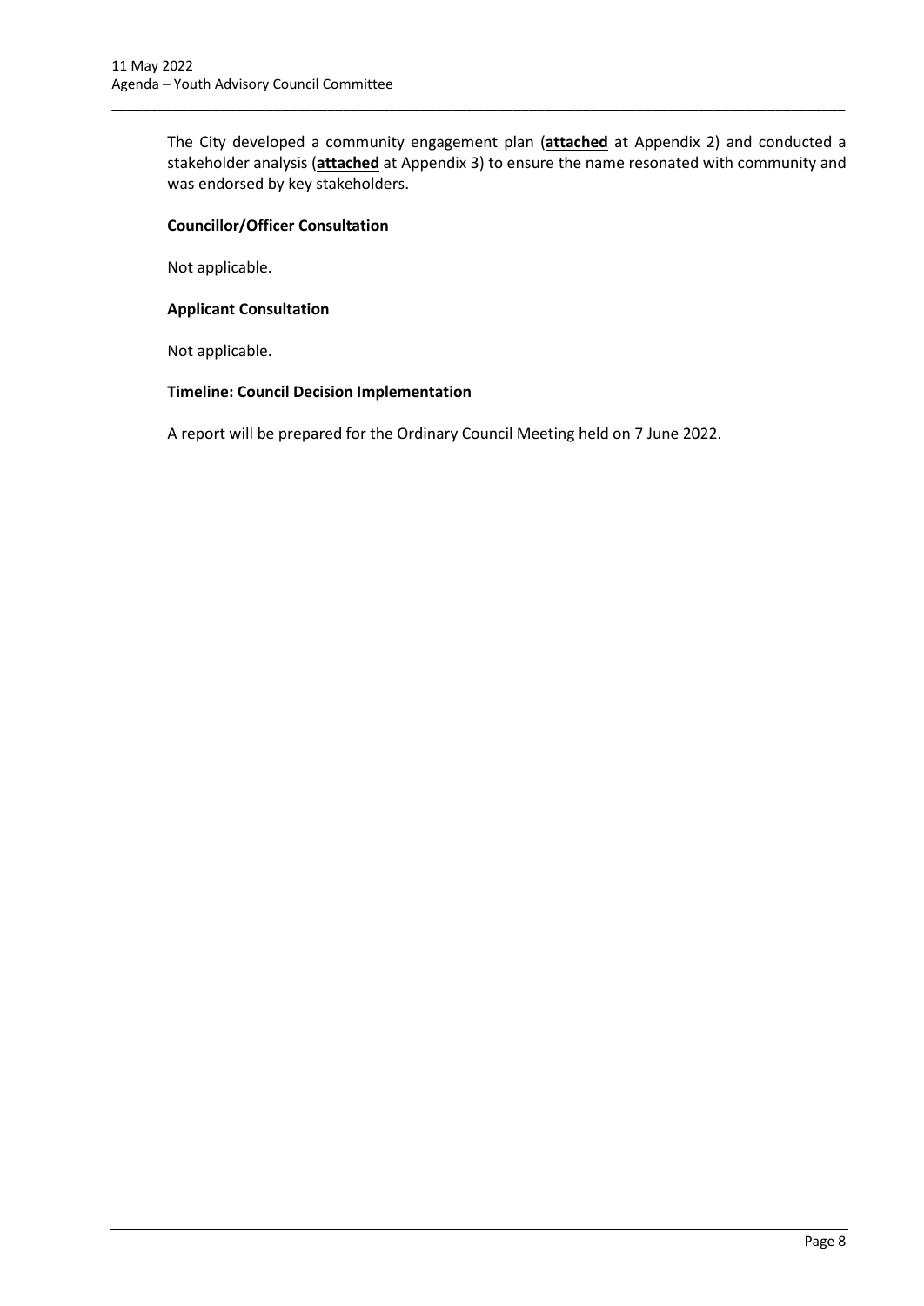The City developed a community engagement plan (**attached** at Appendix 2) and conducted a stakeholder analysis (**attached** at Appendix 3) to ensure the name resonated with community and was endorsed by key stakeholders.

**Councillor/Officer Consultation**

Not applicable.

**Applicant Consultation**

Not applicable.

**Timeline: Council Decision Implementation**

A report will be prepared for the Ordinary Council Meeting held on 7 June 2022.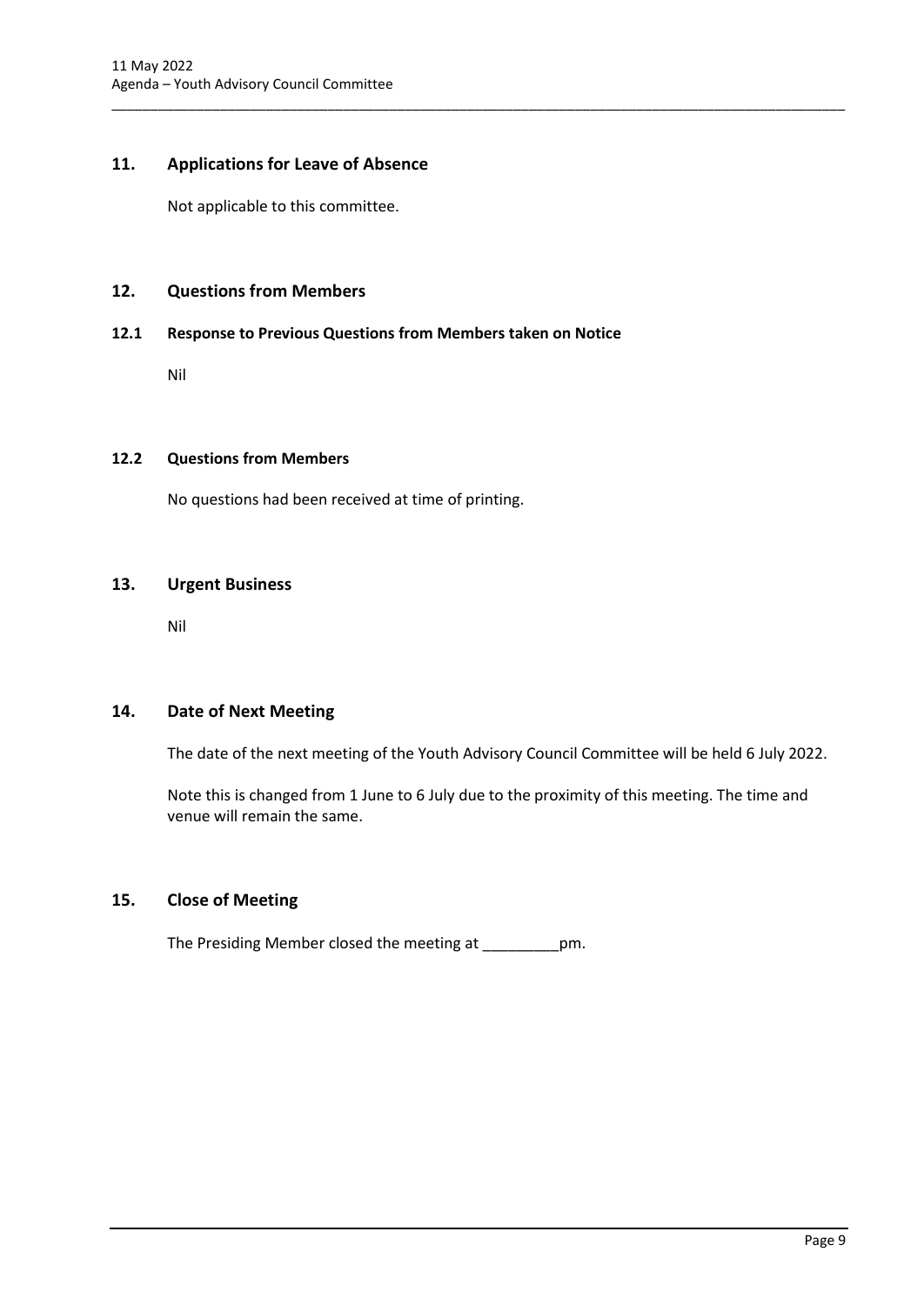## 11. Applications for Leave of Absence

Not applicable to this committee.

## 12. Questions from Members

### 12.1 Response to Previous Questions from Members taken on Notice

Nil

### 12.2 Questions from Members

No questions had been received at time of printing.

## 13. Urgent Business

Nil

## 14. Date of Next Meeting

The date of the next meeting of the Youth Advisory Council Committee will be held 6 July 2022.

Note this is changed from 1 June to 6 July due to the proximity of this meeting. The time and venue will remain the same.

## 15. Close of Meeting

The Presiding Member closed the meeting at _________pm.